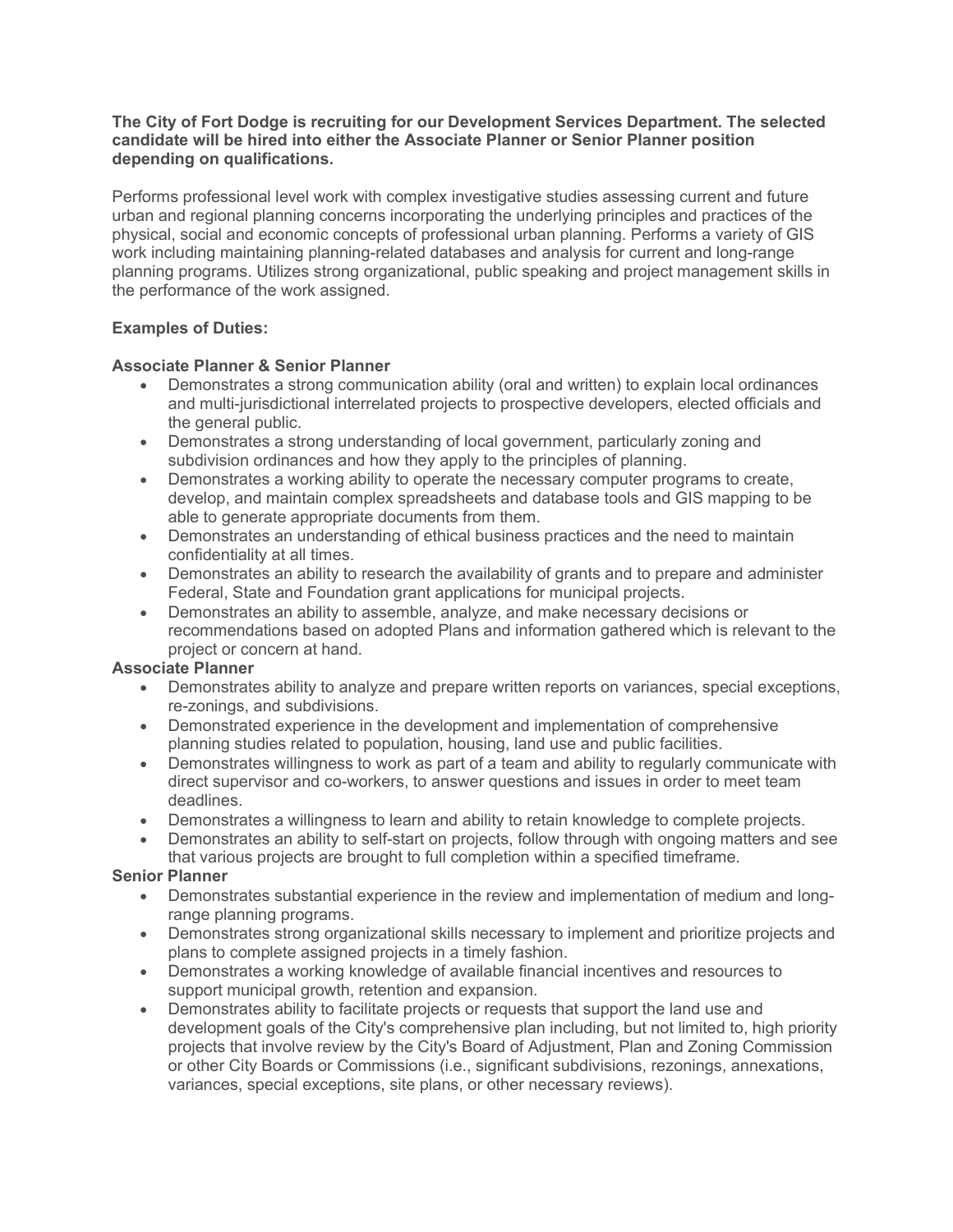**The City of Fort Dodge is recruiting for our Development Services Department. The selected candidate will be hired into either the Associate Planner or Senior Planner position depending on qualifications.**

Performs professional level work with complex investigative studies assessing current and future urban and regional planning concerns incorporating the underlying principles and practices of the physical, social and economic concepts of professional urban planning. Performs a variety of GIS work including maintaining planning-related databases and analysis for current and long-range planning programs. Utilizes strong organizational, public speaking and project management skills in the performance of the work assigned.

**Examples of Duties:**

**Associate Planner & Senior Planner**

- Demonstrates a strong communication ability (oral and written) to explain local ordinances and multi-jurisdictional interrelated projects to prospective developers, elected officials and the general public.
- Demonstrates a strong understanding of local government, particularly zoning and subdivision ordinances and how they apply to the principles of planning.
- Demonstrates a working ability to operate the necessary computer programs to create, develop, and maintain complex spreadsheets and database tools and GIS mapping to be able to generate appropriate documents from them.
- Demonstrates an understanding of ethical business practices and the need to maintain confidentiality at all times.
- Demonstrates an ability to research the availability of grants and to prepare and administer Federal, State and Foundation grant applications for municipal projects.
- Demonstrates an ability to assemble, analyze, and make necessary decisions or recommendations based on adopted Plans and information gathered which is relevant to the project or concern at hand.

**Associate Planner**

- Demonstrates ability to analyze and prepare written reports on variances, special exceptions, re-zonings, and subdivisions.
- Demonstrated experience in the development and implementation of comprehensive planning studies related to population, housing, land use and public facilities.
- Demonstrates willingness to work as part of a team and ability to regularly communicate with direct supervisor and co-workers, to answer questions and issues in order to meet team deadlines.
- Demonstrates a willingness to learn and ability to retain knowledge to complete projects.
- Demonstrates an ability to self-start on projects, follow through with ongoing matters and see that various projects are brought to full completion within a specified timeframe.

**Senior Planner**

- Demonstrates substantial experience in the review and implementation of medium and long-range planning programs.
- Demonstrates strong organizational skills necessary to implement and prioritize projects and plans to complete assigned projects in a timely fashion.
- Demonstrates a working knowledge of available financial incentives and resources to support municipal growth, retention and expansion.
- Demonstrates ability to facilitate projects or requests that support the land use and development goals of the City's comprehensive plan including, but not limited to, high priority projects that involve review by the City's Board of Adjustment, Plan and Zoning Commission or other City Boards or Commissions (i.e., significant subdivisions, rezonings, annexations, variances, special exceptions, site plans, or other necessary reviews).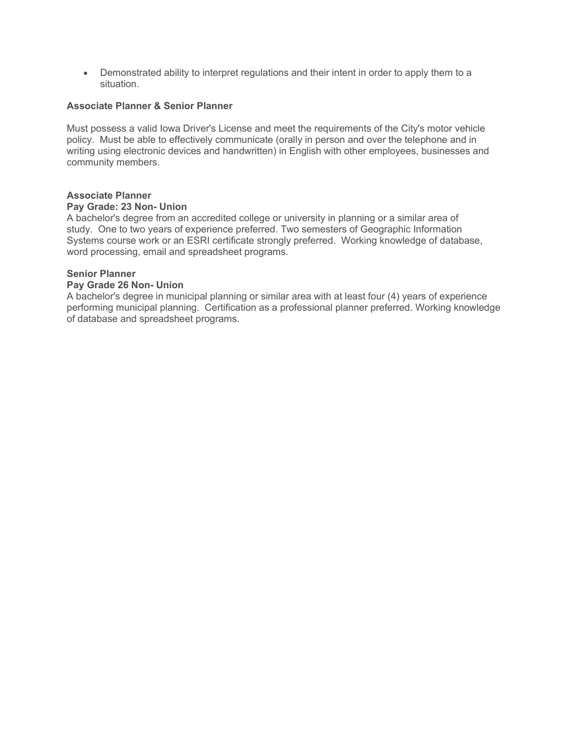- Demonstrated ability to interpret regulations and their intent in order to apply them to a situation.

**Associate Planner & Senior Planner**

Must possess a valid Iowa Driver's License and meet the requirements of the City's motor vehicle policy. Must be able to effectively communicate (orally in person and over the telephone and in writing using electronic devices and handwritten) in English with other employees, businesses and community members.

**Associate Planner**
**Pay Grade: 23 Non- Union**
A bachelor's degree from an accredited college or university in planning or a similar area of study. One to two years of experience preferred. Two semesters of Geographic Information Systems course work or an ESRI certificate strongly preferred. Working knowledge of database, word processing, email and spreadsheet programs.

**Senior Planner**
**Pay Grade 26 Non- Union**
A bachelor's degree in municipal planning or similar area with at least four (4) years of experience performing municipal planning. Certification as a professional planner preferred. Working knowledge of database and spreadsheet programs.